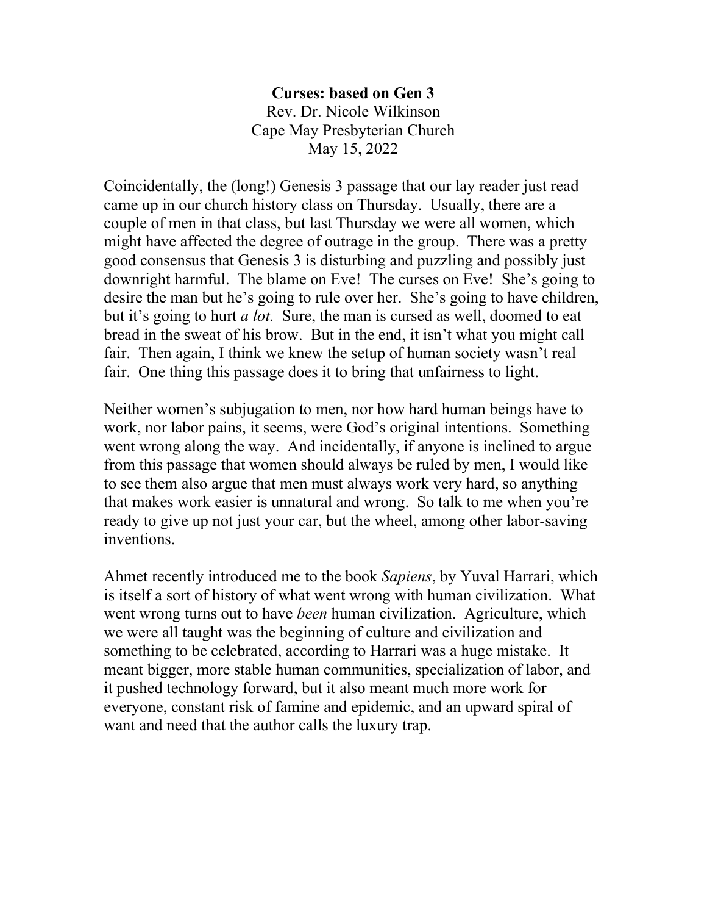**Curses: based on Gen 3**
Rev. Dr. Nicole Wilkinson
Cape May Presbyterian Church
May 15, 2022

Coincidentally, the (long!) Genesis 3 passage that our lay reader just read came up in our church history class on Thursday. Usually, there are a couple of men in that class, but last Thursday we were all women, which might have affected the degree of outrage in the group. There was a pretty good consensus that Genesis 3 is disturbing and puzzling and possibly just downright harmful. The blame on Eve! The curses on Eve! She's going to desire the man but he's going to rule over her. She's going to have children, but it's going to hurt *a lot.* Sure, the man is cursed as well, doomed to eat bread in the sweat of his brow. But in the end, it isn't what you might call fair. Then again, I think we knew the setup of human society wasn't real fair. One thing this passage does it to bring that unfairness to light.

Neither women's subjugation to men, nor how hard human beings have to work, nor labor pains, it seems, were God's original intentions. Something went wrong along the way. And incidentally, if anyone is inclined to argue from this passage that women should always be ruled by men, I would like to see them also argue that men must always work very hard, so anything that makes work easier is unnatural and wrong. So talk to me when you're ready to give up not just your car, but the wheel, among other labor-saving inventions.

Ahmet recently introduced me to the book *Sapiens*, by Yuval Harrari, which is itself a sort of history of what went wrong with human civilization. What went wrong turns out to have *been* human civilization. Agriculture, which we were all taught was the beginning of culture and civilization and something to be celebrated, according to Harrari was a huge mistake. It meant bigger, more stable human communities, specialization of labor, and it pushed technology forward, but it also meant much more work for everyone, constant risk of famine and epidemic, and an upward spiral of want and need that the author calls the luxury trap.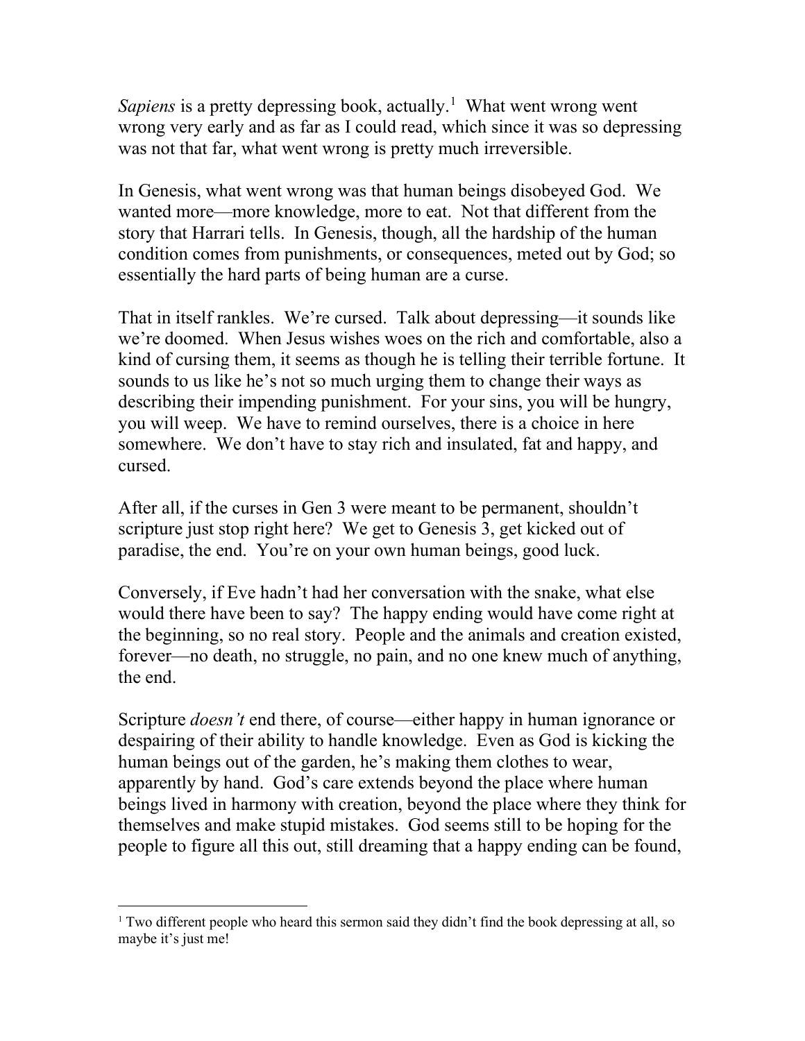*Sapiens* is a pretty depressing book, actually.[1] What went wrong went wrong very early and as far as I could read, which since it was so depressing was not that far, what went wrong is pretty much irreversible.

In Genesis, what went wrong was that human beings disobeyed God. We wanted more—more knowledge, more to eat. Not that different from the story that Harrari tells. In Genesis, though, all the hardship of the human condition comes from punishments, or consequences, meted out by God; so essentially the hard parts of being human are a curse.

That in itself rankles. We're cursed. Talk about depressing—it sounds like we're doomed. When Jesus wishes woes on the rich and comfortable, also a kind of cursing them, it seems as though he is telling their terrible fortune. It sounds to us like he's not so much urging them to change their ways as describing their impending punishment. For your sins, you will be hungry, you will weep. We have to remind ourselves, there is a choice in here somewhere. We don't have to stay rich and insulated, fat and happy, and cursed.

After all, if the curses in Gen 3 were meant to be permanent, shouldn't scripture just stop right here? We get to Genesis 3, get kicked out of paradise, the end. You're on your own human beings, good luck.

Conversely, if Eve hadn't had her conversation with the snake, what else would there have been to say? The happy ending would have come right at the beginning, so no real story. People and the animals and creation existed, forever—no death, no struggle, no pain, and no one knew much of anything, the end.

Scripture *doesn't* end there, of course—either happy in human ignorance or despairing of their ability to handle knowledge. Even as God is kicking the human beings out of the garden, he's making them clothes to wear, apparently by hand. God's care extends beyond the place where human beings lived in harmony with creation, beyond the place where they think for themselves and make stupid mistakes. God seems still to be hoping for the people to figure all this out, still dreaming that a happy ending can be found,

---

[1] Two different people who heard this sermon said they didn't find the book depressing at all, so maybe it's just me!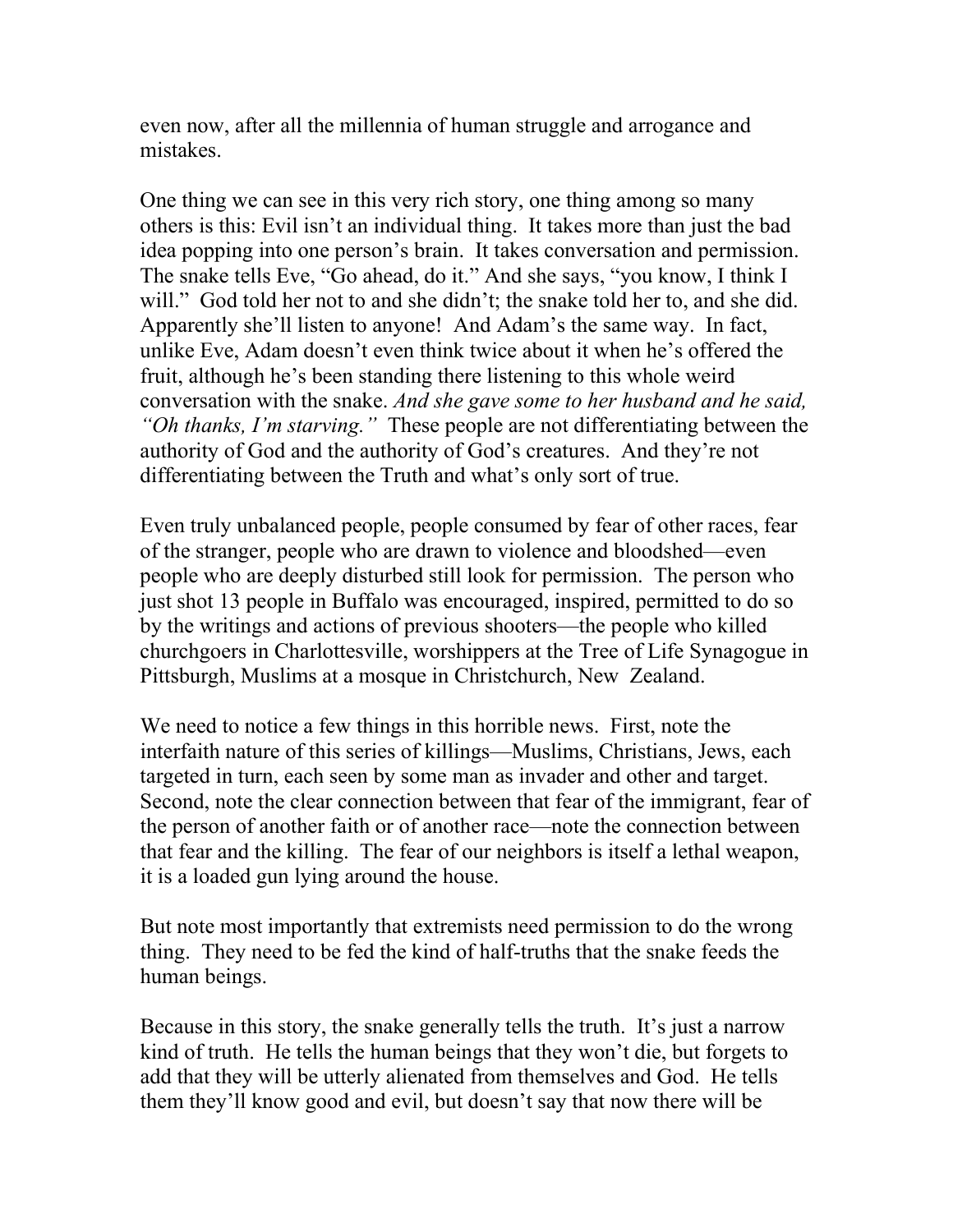even now, after all the millennia of human struggle and arrogance and mistakes.

One thing we can see in this very rich story, one thing among so many others is this: Evil isn't an individual thing. It takes more than just the bad idea popping into one person's brain. It takes conversation and permission. The snake tells Eve, "Go ahead, do it." And she says, "you know, I think I will." God told her not to and she didn't; the snake told her to, and she did. Apparently she'll listen to anyone! And Adam's the same way. In fact, unlike Eve, Adam doesn't even think twice about it when he's offered the fruit, although he's been standing there listening to this whole weird conversation with the snake. *And she gave some to her husband and he said, "Oh thanks, I'm starving."* These people are not differentiating between the authority of God and the authority of God's creatures. And they're not differentiating between the Truth and what's only sort of true.

Even truly unbalanced people, people consumed by fear of other races, fear of the stranger, people who are drawn to violence and bloodshed—even people who are deeply disturbed still look for permission. The person who just shot 13 people in Buffalo was encouraged, inspired, permitted to do so by the writings and actions of previous shooters—the people who killed churchgoers in Charlottesville, worshippers at the Tree of Life Synagogue in Pittsburgh, Muslims at a mosque in Christchurch, New Zealand.

We need to notice a few things in this horrible news. First, note the interfaith nature of this series of killings—Muslims, Christians, Jews, each targeted in turn, each seen by some man as invader and other and target. Second, note the clear connection between that fear of the immigrant, fear of the person of another faith or of another race—note the connection between that fear and the killing. The fear of our neighbors is itself a lethal weapon, it is a loaded gun lying around the house.

But note most importantly that extremists need permission to do the wrong thing. They need to be fed the kind of half-truths that the snake feeds the human beings.

Because in this story, the snake generally tells the truth. It's just a narrow kind of truth. He tells the human beings that they won't die, but forgets to add that they will be utterly alienated from themselves and God. He tells them they'll know good and evil, but doesn't say that now there will be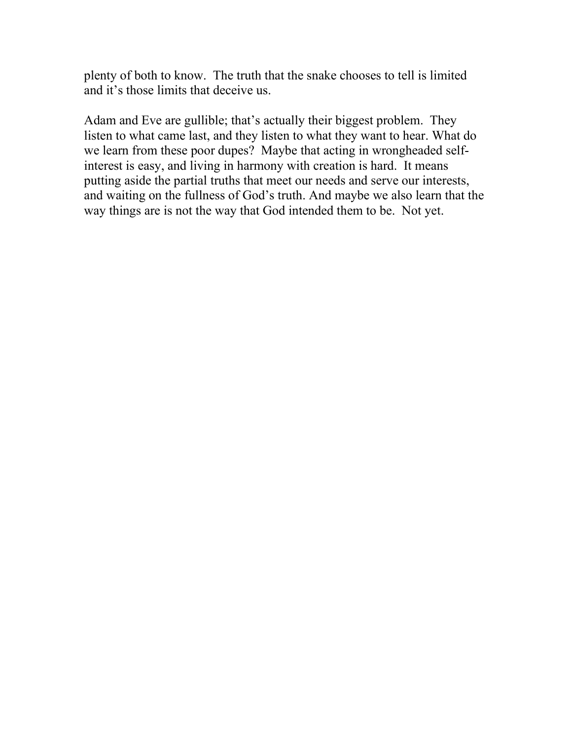plenty of both to know. The truth that the snake chooses to tell is limited and it's those limits that deceive us.

Adam and Eve are gullible; that's actually their biggest problem. They listen to what came last, and they listen to what they want to hear. What do we learn from these poor dupes? Maybe that acting in wrongheaded self-interest is easy, and living in harmony with creation is hard. It means putting aside the partial truths that meet our needs and serve our interests, and waiting on the fullness of God's truth. And maybe we also learn that the way things are is not the way that God intended them to be. Not yet.